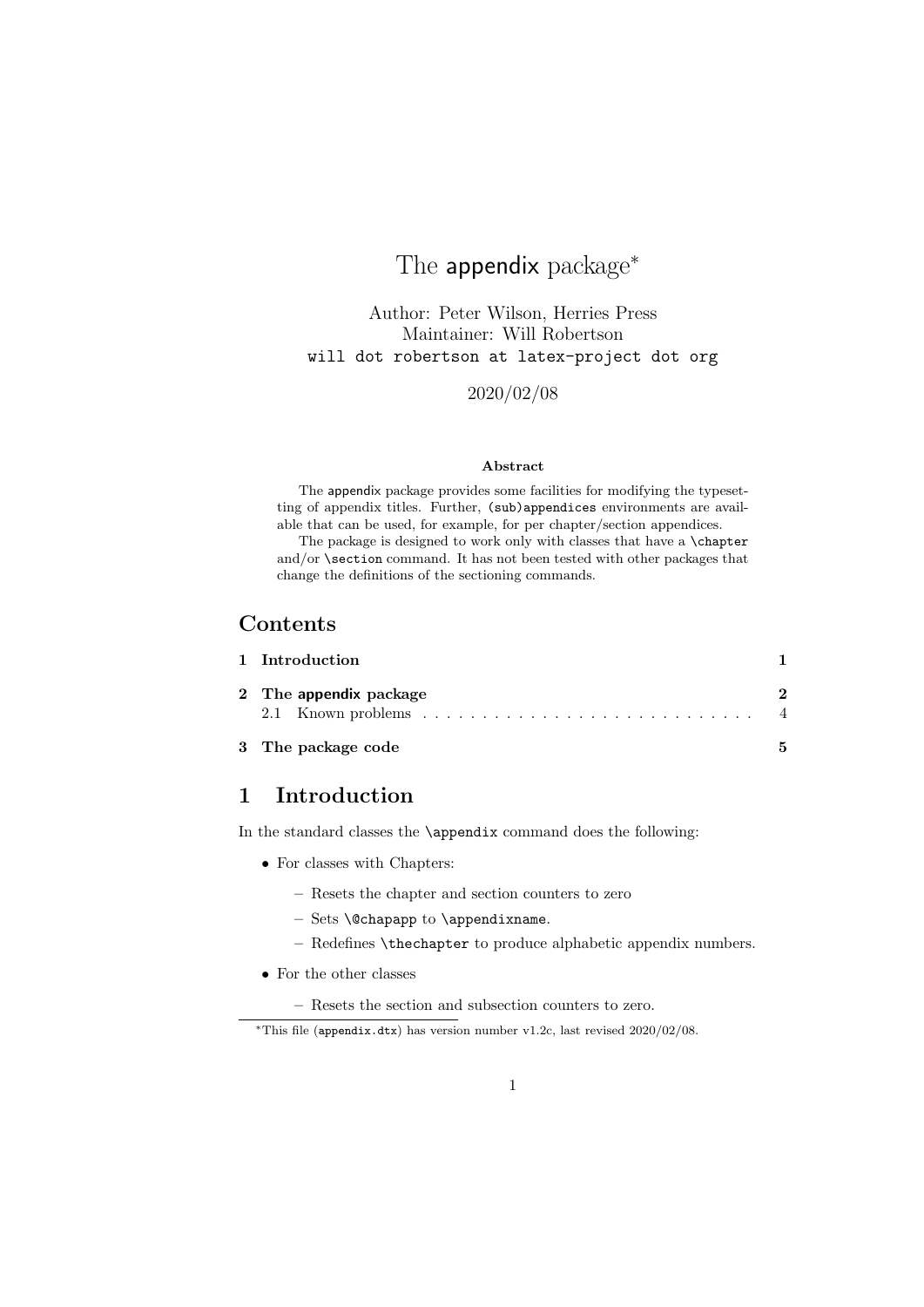# The appendix package*

Author: Peter Wilson, Herries Press
Maintainer: Will Robertson
`will dot robertson at latex-project dot org`

2020/02/08

**Abstract**

The appendix package provides some facilities for modifying the typesetting of appendix titles. Further, `(sub)appendices` environments are available that can be used, for example, for per chapter/section appendices.

The package is designed to work only with classes that have a `\chapter` and/or `\section` command. It has not been tested with other packages that change the definitions of the sectioning commands.

## Contents

| | |
|---|---|
| **1 Introduction** | **1** |
| **2 The appendix package** | **2** |
| 2.1 Known problems | 4 |
| **3 The package code** | **5** |

## 1 Introduction

In the standard classes the `\appendix` command does the following:

- For classes with Chapters:
  - Resets the chapter and section counters to zero
  - Sets `\@chapapp` to `\appendixname`.
  - Redefines `\thechapter` to produce alphabetic appendix numbers.
- For the other classes
  - Resets the section and subsection counters to zero.

*This file (`appendix.dtx`) has version number v1.2c, last revised 2020/02/08.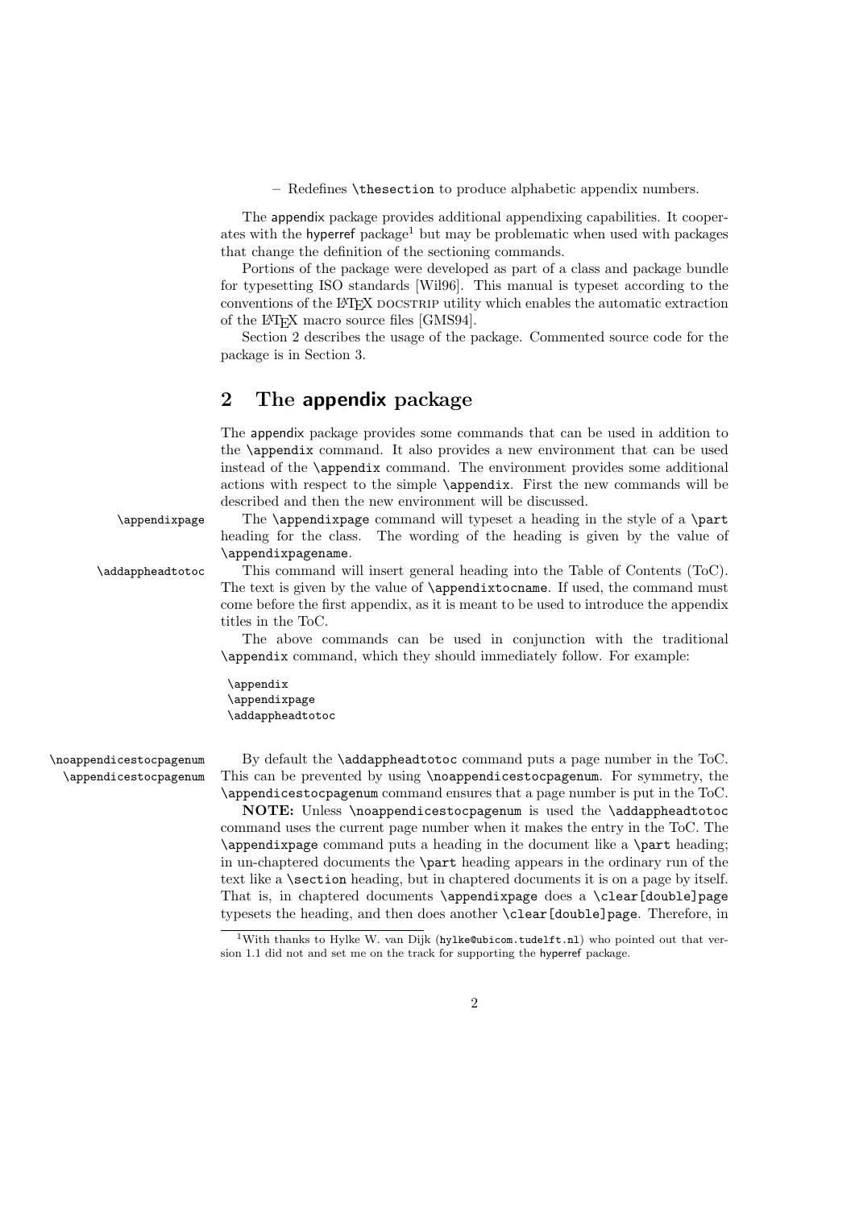– Redefines `\thesection` to produce alphabetic appendix numbers.

The appendix package provides additional appendixing capabilities. It cooperates with the hyperref package[1] but may be problematic when used with packages that change the definition of the sectioning commands.

Portions of the package were developed as part of a class and package bundle for typesetting ISO standards [Wil96]. This manual is typeset according to the conventions of the LaTeX DOCSTRIP utility which enables the automatic extraction of the LaTeX macro source files [GMS94].

Section 2 describes the usage of the package. Commented source code for the package is in Section 3.

## 2 The appendix package

The appendix package provides some commands that can be used in addition to the `\appendix` command. It also provides a new environment that can be used instead of the `\appendix` command. The environment provides some additional actions with respect to the simple `\appendix`. First the new commands will be described and then the new environment will be discussed.

`\appendixpage` — The `\appendixpage` command will typeset a heading in the style of a `\part` heading for the class. The wording of the heading is given by the value of `\appendixpagename`.

`\addappheadtotoc` — This command will insert general heading into the Table of Contents (ToC). The text is given by the value of `\appendixtocname`. If used, the command must come before the first appendix, as it is meant to be used to introduce the appendix titles in the ToC.

The above commands can be used in conjunction with the traditional `\appendix` command, which they should immediately follow. For example:

```
\appendix
\appendixpage
\addappheadtotoc
```

`\noappendicestocpagenum` `\appendicestocpagenum` — By default the `\addappheadtotoc` command puts a page number in the ToC. This can be prevented by using `\noappendicestocpagenum`. For symmetry, the `\appendicestocpagenum` command ensures that a page number is put in the ToC.

**NOTE:** Unless `\noappendicestocpagenum` is used the `\addappheadtotoc` command uses the current page number when it makes the entry in the ToC. The `\appendixpage` command puts a heading in the document like a `\part` heading; in un-chaptered documents the `\part` heading appears in the ordinary run of the text like a `\section` heading, but in chaptered documents it is on a page by itself. That is, in chaptered documents `\appendixpage` does a `\clear[double]page` typesets the heading, and then does another `\clear[double]page`. Therefore, in

[1] With thanks to Hylke W. van Dijk (`hylke@ubicom.tudelft.nl`) who pointed out that version 1.1 did not and set me on the track for supporting the hyperref package.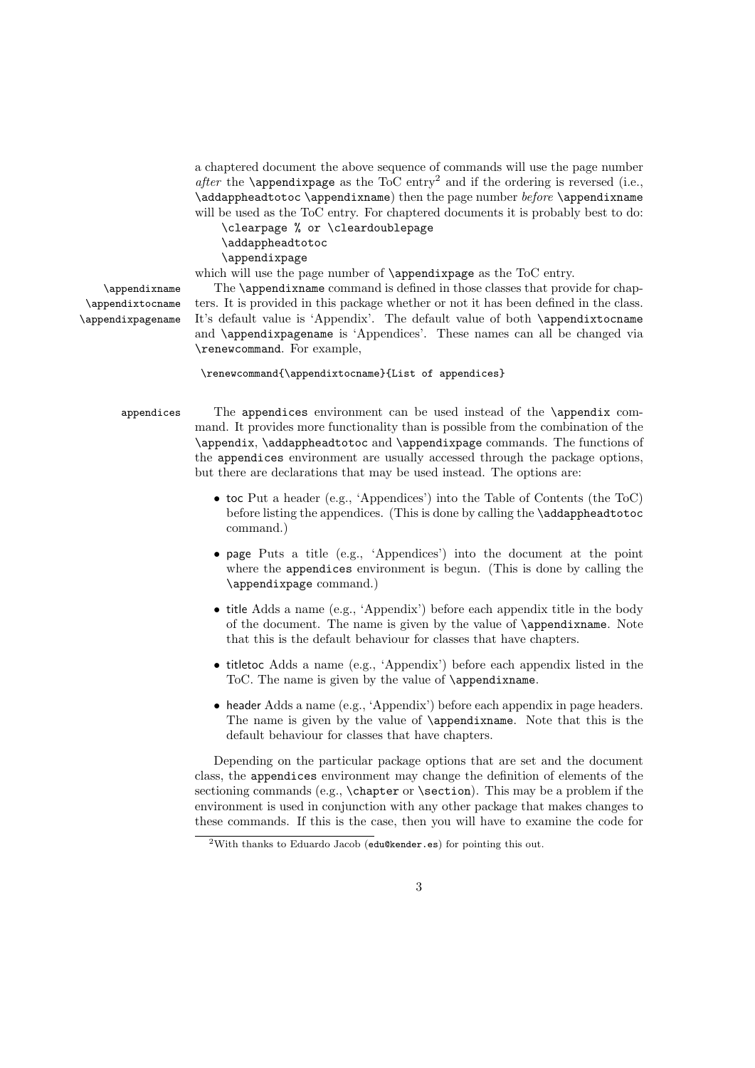a chaptered document the above sequence of commands will use the page number *after* the `\appendixpage` as the ToC entry[2] and if the ordering is reversed (i.e., `\addappheadtotoc \appendixname`) then the page number *before* `\appendixname` will be used as the ToC entry. For chaptered documents it is probably best to do:

```
\clearpage % or \cleardoublepage
\addappheadtotoc
\appendixpage
```

which will use the page number of `\appendixpage` as the ToC entry.

`\appendixname` `\appendixtocname` `\appendixpagename`

The `\appendixname` command is defined in those classes that provide for chapters. It is provided in this package whether or not it has been defined in the class. It's default value is 'Appendix'. The default value of both `\appendixtocname` and `\appendixpagename` is 'Appendices'. These names can all be changed via `\renewcommand`. For example,

```
\renewcommand{\appendixtocname}{List of appendices}
```

`appendices`

The `appendices` environment can be used instead of the `\appendix` command. It provides more functionality than is possible from the combination of the `\appendix`, `\addappheadtotoc` and `\appendixpage` commands. The functions of the `appendices` environment are usually accessed through the package options, but there are declarations that may be used instead. The options are:

- `toc` Put a header (e.g., 'Appendices') into the Table of Contents (the ToC) before listing the appendices. (This is done by calling the `\addappheadtotoc` command.)
- `page` Puts a title (e.g., 'Appendices') into the document at the point where the `appendices` environment is begun. (This is done by calling the `\appendixpage` command.)
- `title` Adds a name (e.g., 'Appendix') before each appendix title in the body of the document. The name is given by the value of `\appendixname`. Note that this is the default behaviour for classes that have chapters.
- `titletoc` Adds a name (e.g., 'Appendix') before each appendix listed in the ToC. The name is given by the value of `\appendixname`.
- `header` Adds a name (e.g., 'Appendix') before each appendix in page headers. The name is given by the value of `\appendixname`. Note that this is the default behaviour for classes that have chapters.

Depending on the particular package options that are set and the document class, the `appendices` environment may change the definition of elements of the sectioning commands (e.g., `\chapter` or `\section`). This may be a problem if the environment is used in conjunction with any other package that makes changes to these commands. If this is the case, then you will have to examine the code for

[2] With thanks to Eduardo Jacob (`edu@kender.es`) for pointing this out.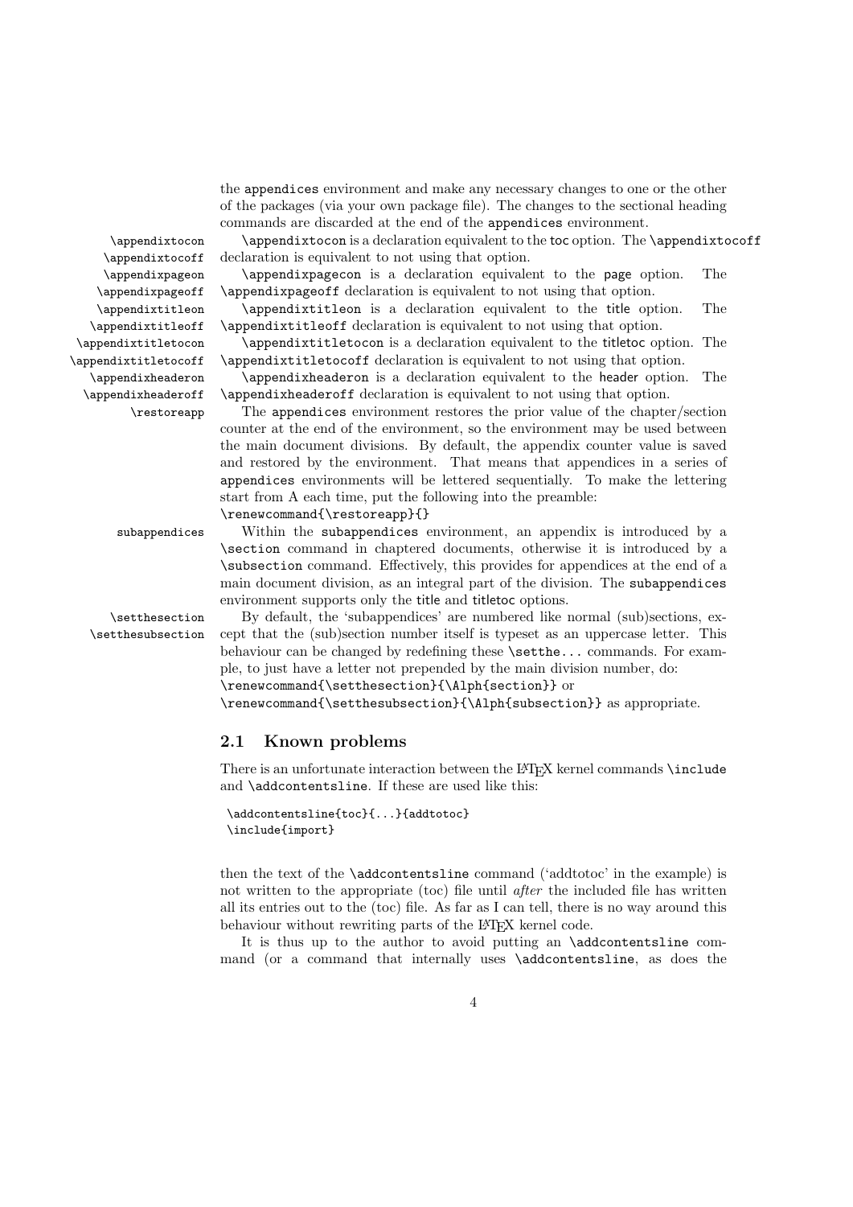the `appendices` environment and make any necessary changes to one or the other of the packages (via your own package file). The changes to the sectional heading commands are discarded at the end of the `appendices` environment.

`\appendixtocon` `\appendixtocoff` — `\appendixtocon` is a declaration equivalent to the toc option. The `\appendixtocoff` declaration is equivalent to not using that option.

`\appendixpageon` `\appendixpageoff` — `\appendixpagecon` is a declaration equivalent to the page option. The `\appendixpageoff` declaration is equivalent to not using that option.

`\appendixtitleon` `\appendixtitleoff` — `\appendixtitleon` is a declaration equivalent to the title option. The `\appendixtitleoff` declaration is equivalent to not using that option.

`\appendixtitletocon` `\appendixtitletocoff` — `\appendixtitletocon` is a declaration equivalent to the titletoc option. The `\appendixtitletocoff` declaration is equivalent to not using that option.

`\appendixheaderon` `\appendixheaderoff` — `\appendixheaderon` is a declaration equivalent to the header option. The `\appendixheaderoff` declaration is equivalent to not using that option.

`\restoreapp` — The `appendices` environment restores the prior value of the chapter/section counter at the end of the environment, so the environment may be used between the main document divisions. By default, the appendix counter value is saved and restored by the environment. That means that appendices in a series of `appendices` environments will be lettered sequentially. To make the lettering start from A each time, put the following into the preamble:
`\renewcommand{\restoreapp}{}`

`subappendices` — Within the `subappendices` environment, an appendix is introduced by a `\section` command in chaptered documents, otherwise it is introduced by a `\subsection` command. Effectively, this provides for appendices at the end of a main document division, as an integral part of the division. The `subappendices` environment supports only the title and titletoc options.

`\setthesection` `\setthesubsection` — By default, the 'subappendices' are numbered like normal (sub)sections, except that the (sub)section number itself is typeset as an uppercase letter. This behaviour can be changed by redefining these `\setthe...` commands. For example, to just have a letter not prepended by the main division number, do:
`\renewcommand{\setthesection}{\Alph{section}}` or
`\renewcommand{\setthesubsection}{\Alph{subsection}}` as appropriate.

## 2.1 Known problems

There is an unfortunate interaction between the LaTeX kernel commands `\include` and `\addcontentsline`. If these are used like this:

```
\addcontentsline{toc}{...}{addtotoc}
\include{import}
```

then the text of the `\addcontentsline` command ('addtotoc' in the example) is not written to the appropriate (toc) file until *after* the included file has written all its entries out to the (toc) file. As far as I can tell, there is no way around this behaviour without rewriting parts of the LaTeX kernel code.

It is thus up to the author to avoid putting an `\addcontentsline` command (or a command that internally uses `\addcontentsline`, as does the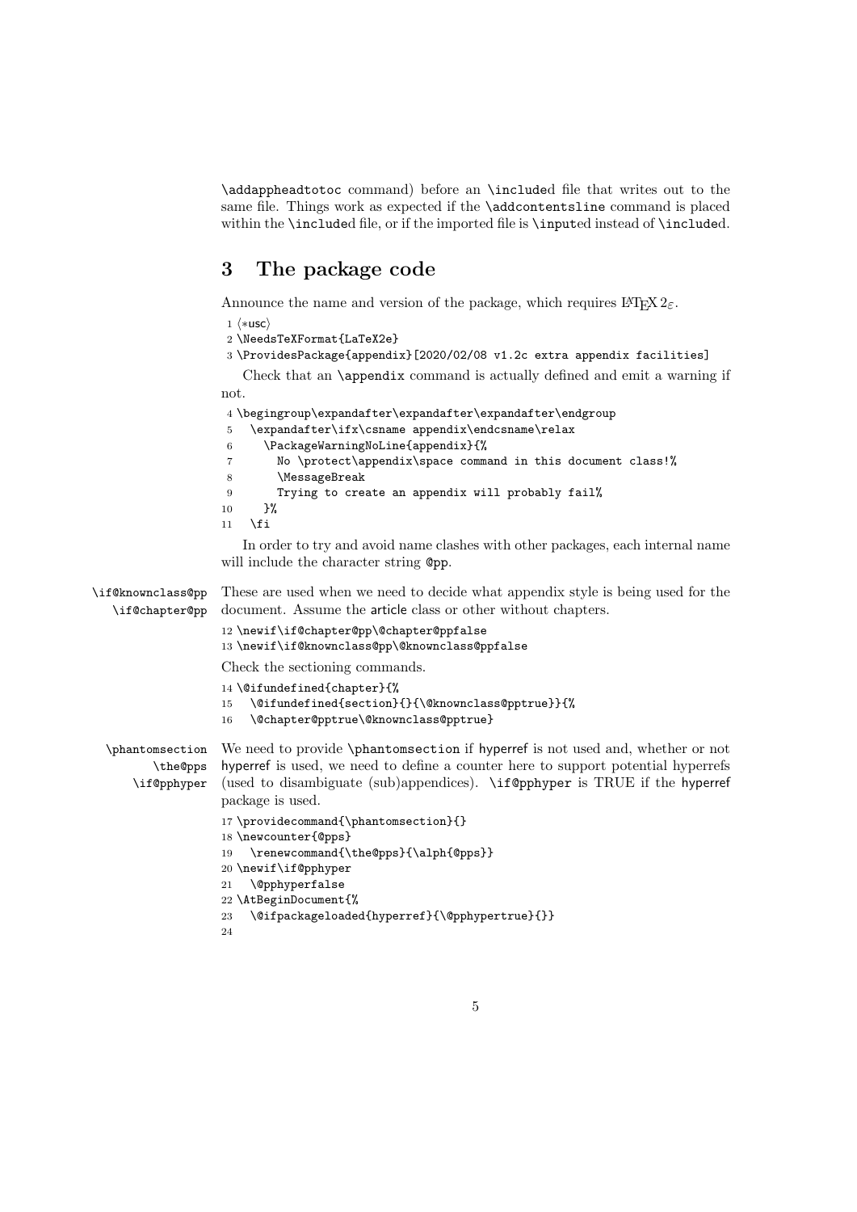\addappheadtotoc command) before an \included file that writes out to the same file. Things work as expected if the \addcontentsline command is placed within the \included file, or if the imported file is \inputed instead of \included.

# 3 The package code

Announce the name and version of the package, which requires LaTeX 2ε.

```
1 ⟨*usc⟩
2 \NeedsTeXFormat{LaTeX2e}
3 \ProvidesPackage{appendix}[2020/02/08 v1.2c extra appendix facilities]
```

Check that an \appendix command is actually defined and emit a warning if not.

```
4 \begingroup\expandafter\expandafter\expandafter\endgroup
5   \expandafter\ifx\csname appendix\endcsname\relax
6     \PackageWarningNoLine{appendix}{%
7       No \protect\appendix\space command in this document class!%
8       \MessageBreak
9       Trying to create an appendix will probably fail%
10    }%
11  \fi
```

In order to try and avoid name clashes with other packages, each internal name will include the character string @pp.

**\if@knownclass@pp \if@chapter@pp** These are used when we need to decide what appendix style is being used for the document. Assume the article class or other without chapters.

```
12 \newif\if@chapter@pp\@chapter@ppfalse
13 \newif\if@knownclass@pp\@knownclass@ppfalse
```

Check the sectioning commands.

```
14 \@ifundefined{chapter}{%
15   \@ifundefined{section}{}{\@knownclass@pptrue}}{%
16   \@chapter@pptrue\@knownclass@pptrue}
```

**\phantomsection \the@pps \if@pphyper** We need to provide \phantomsection if hyperref is not used and, whether or not hyperref is used, we need to define a counter here to support potential hyperrefs (used to disambiguate (sub)appendices). \if@pphyper is TRUE if the hyperref package is used.

```
17 \providecommand{\phantomsection}{}
18 \newcounter{@pps}
19   \renewcommand{\the@pps}{\alph{@pps}}
20 \newif\if@pphyper
21   \@pphyperfalse
22 \AtBeginDocument{%
23   \@ifpackageloaded{hyperref}{\@pphypertrue}{}}
24
```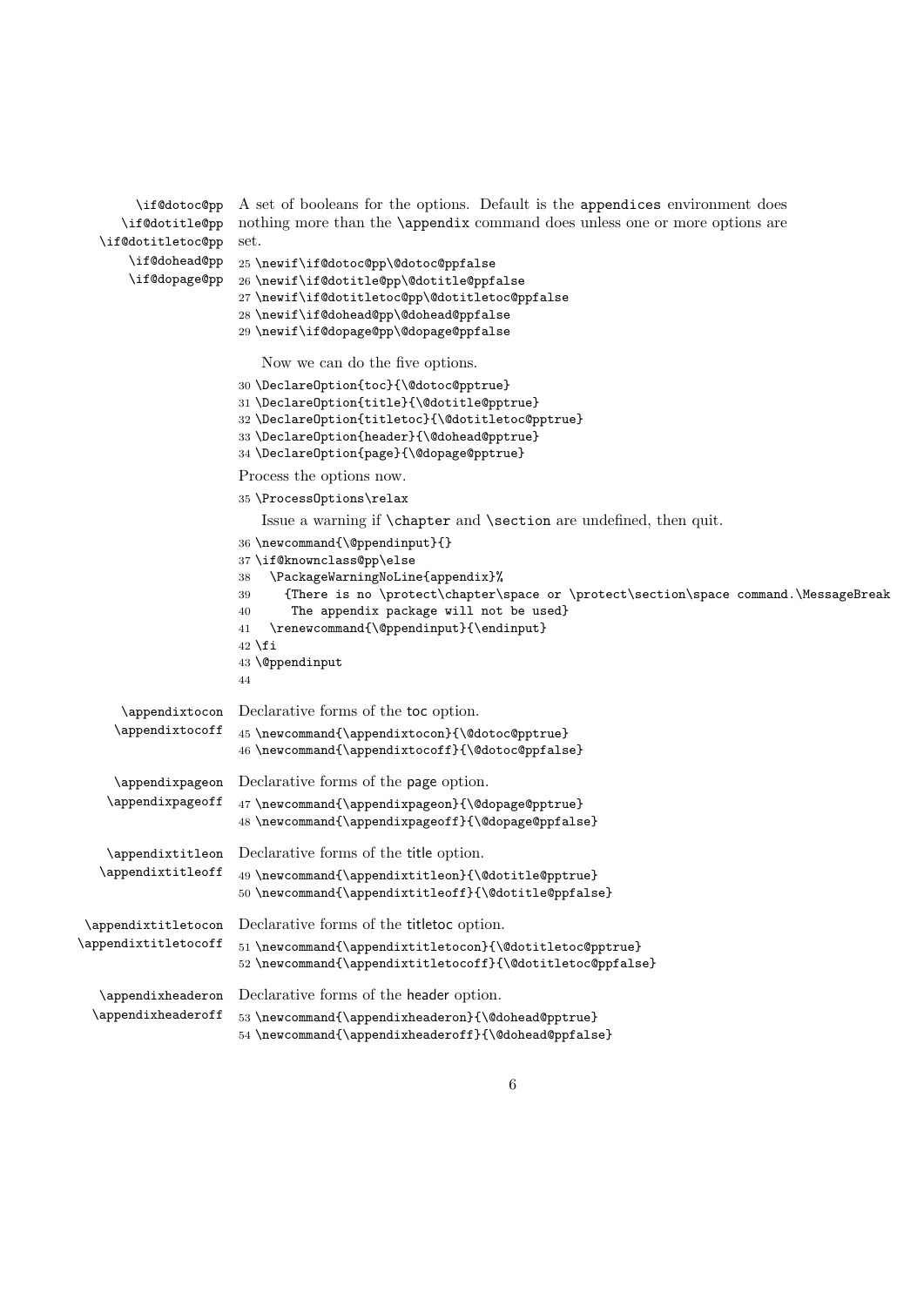\if@dotoc@pp \if@dotitle@pp \if@dotitletoc@pp \if@dohead@pp \if@dopage@pp A set of booleans for the options. Default is the appendices environment does nothing more than the \appendix command does unless one or more options are set.

```
25 \newif\if@dotoc@pp\@dotoc@ppfalse
26 \newif\if@dotitle@pp\@dotitle@ppfalse
27 \newif\if@dotitletoc@pp\@dotitletoc@ppfalse
28 \newif\if@dohead@pp\@dohead@ppfalse
29 \newif\if@dopage@pp\@dopage@ppfalse
```

Now we can do the five options.

```
30 \DeclareOption{toc}{\@dotoc@pptrue}
31 \DeclareOption{title}{\@dotitle@pptrue}
32 \DeclareOption{titletoc}{\@dotitletoc@pptrue}
33 \DeclareOption{header}{\@dohead@pptrue}
34 \DeclareOption{page}{\@dopage@pptrue}
```

Process the options now.

```
35 \ProcessOptions\relax
```

Issue a warning if \chapter and \section are undefined, then quit.

```
36 \newcommand{\@ppendinput}{}
37 \if@knownclass@pp\else
38   \PackageWarningNoLine{appendix}%
39     {There is no \protect\chapter\space or \protect\section\space command.\MessageBreak
40      The appendix package will not be used}
41   \renewcommand{\@ppendinput}{\endinput}
42 \fi
43 \@ppendinput
44
```

\appendixtocon \appendixtocoff Declarative forms of the toc option.

```
45 \newcommand{\appendixtocon}{\@dotoc@pptrue}
46 \newcommand{\appendixtocoff}{\@dotoc@ppfalse}
```

\appendixpageon \appendixpageoff Declarative forms of the page option.

```
47 \newcommand{\appendixpageon}{\@dopage@pptrue}
48 \newcommand{\appendixpageoff}{\@dopage@ppfalse}
```

\appendixtitleon \appendixtitleoff Declarative forms of the title option.

```
49 \newcommand{\appendixtitleon}{\@dotitle@pptrue}
50 \newcommand{\appendixtitleoff}{\@dotitle@ppfalse}
```

\appendixtitletocon \appendixtitletocoff Declarative forms of the titletoc option.

```
51 \newcommand{\appendixtitletocon}{\@dotitletoc@pptrue}
52 \newcommand{\appendixtitletocoff}{\@dotitletoc@ppfalse}
```

\appendixheaderon \appendixheaderoff Declarative forms of the header option.

```
53 \newcommand{\appendixheaderon}{\@dohead@pptrue}
54 \newcommand{\appendixheaderoff}{\@dohead@ppfalse}
```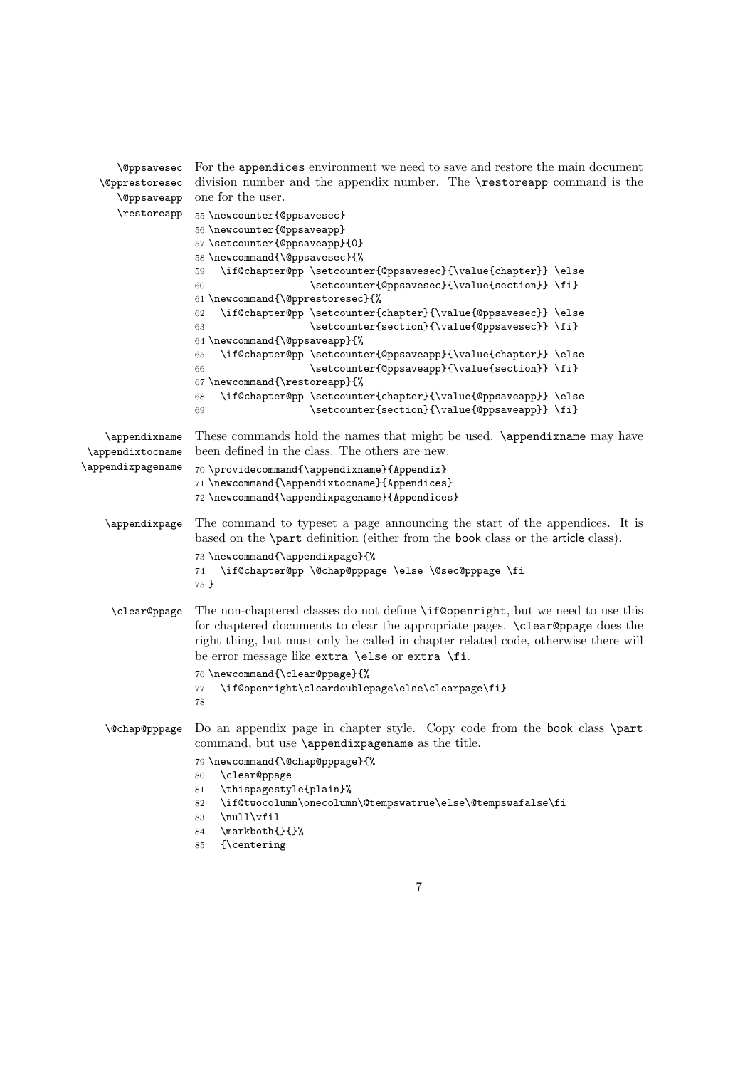`\@ppsavesec` `\@pprestoresec` `\@ppsaveapp` `\restoreapp`

For the appendices environment we need to save and restore the main document division number and the appendix number. The `\restoreapp` command is the one for the user.

```
55 \newcounter{@ppsavesec}
56 \newcounter{@ppsaveapp}
57 \setcounter{@ppsaveapp}{0}
58 \newcommand{\@ppsavesec}{%
59   \if@chapter@pp \setcounter{@ppsavesec}{\value{chapter}} \else
60                  \setcounter{@ppsavesec}{\value{section}} \fi}
61 \newcommand{\@pprestoresec}{%
62   \if@chapter@pp \setcounter{chapter}{\value{@ppsavesec}} \else
63                  \setcounter{section}{\value{@ppsavesec}} \fi}
64 \newcommand{\@ppsaveapp}{%
65   \if@chapter@pp \setcounter{@ppsaveapp}{\value{chapter}} \else
66                  \setcounter{@ppsaveapp}{\value{section}} \fi}
67 \newcommand{\restoreapp}{%
68   \if@chapter@pp \setcounter{chapter}{\value{@ppsaveapp}} \else
69                  \setcounter{section}{\value{@ppsaveapp}} \fi}
```

`\appendixname` `\appendixtocname` `\appendixpagename`

These commands hold the names that might be used. `\appendixname` may have been defined in the class. The others are new.

```
70 \providecommand{\appendixname}{Appendix}
71 \newcommand{\appendixtocname}{Appendices}
72 \newcommand{\appendixpagename}{Appendices}
```

`\appendixpage`

The command to typeset a page announcing the start of the appendices. It is based on the `\part` definition (either from the book class or the article class).

```
73 \newcommand{\appendixpage}{%
74   \if@chapter@pp \@chap@pppage \else \@sec@pppage \fi
75 }
```

`\clear@ppage`

The non-chaptered classes do not define `\if@openright`, but we need to use this for chaptered documents to clear the appropriate pages. `\clear@ppage` does the right thing, but must only be called in chapter related code, otherwise there will be error message like `extra \else` or `extra \fi`.

```
76 \newcommand{\clear@ppage}{%
77   \if@openright\cleardoublepage\else\clearpage\fi}
78
```

`\@chap@pppage`

Do an appendix page in chapter style. Copy code from the book class `\part` command, but use `\appendixpagename` as the title.

```
79 \newcommand{\@chap@pppage}{%
80   \clear@ppage
81   \thispagestyle{plain}%
82   \if@twocolumn\onecolumn\@tempswatrue\else\@tempswafalse\fi
83   \null\vfil
84   \markboth{}{}%
85   {\centering
```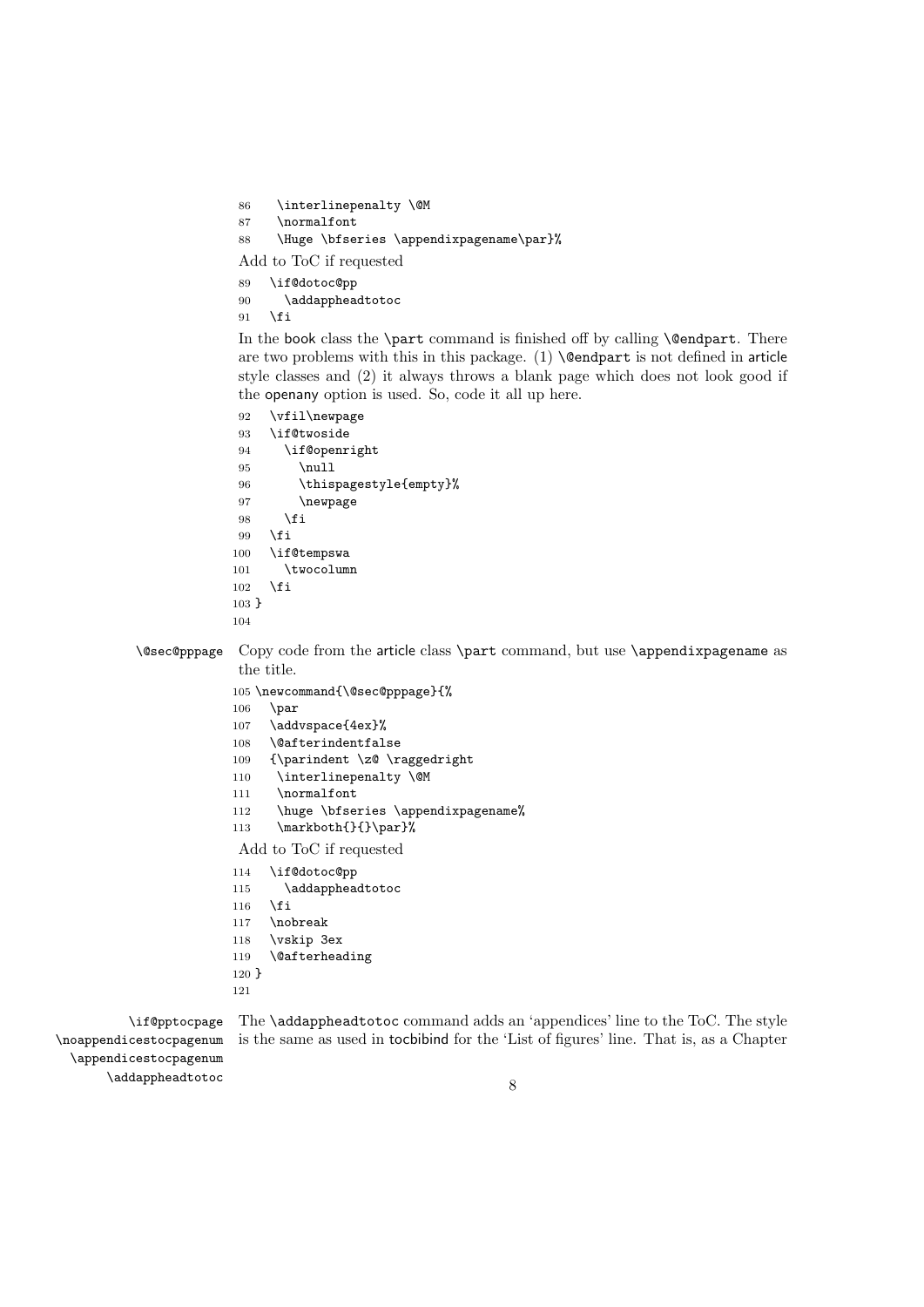```
86   \interlinepenalty \@M
87   \normalfont
88   \Huge \bfseries \appendixpagename\par}%
```

Add to ToC if requested

```
89   \if@dotoc@pp
90     \addappheadtotoc
91   \fi
```

In the book class the \part command is finished off by calling \@endpart. There are two problems with this in this package. (1) \@endpart is not defined in article style classes and (2) it always throws a blank page which does not look good if the openany option is used. So, code it all up here.

```
92   \vfil\newpage
93   \if@twoside
94     \if@openright
95       \null
96       \thispagestyle{empty}%
97       \newpage
98     \fi
99   \fi
100  \if@tempswa
101    \twocolumn
102  \fi
103 }
104
```

\@sec@pppage

Copy code from the article class \part command, but use \appendixpagename as the title.

```
105 \newcommand{\@sec@pppage}{%
106   \par
107   \addvspace{4ex}%
108   \@afterindentfalse
109   {\parindent \z@ \raggedright
110    \interlinepenalty \@M
111    \normalfont
112    \huge \bfseries \appendixpagename%
113    \markboth{}{}\par}%
```

Add to ToC if requested

```
114   \if@dotoc@pp
115     \addappheadtotoc
116   \fi
117   \nobreak
118   \vskip 3ex
119   \@afterheading
120 }
121
```

\if@pptocpage
\noappendicestocpagenum
\appendicestocpagenum
\addappheadtotoc

The \addappheadtotoc command adds an 'appendices' line to the ToC. The style is the same as used in tocbibind for the 'List of figures' line. That is, as a Chapter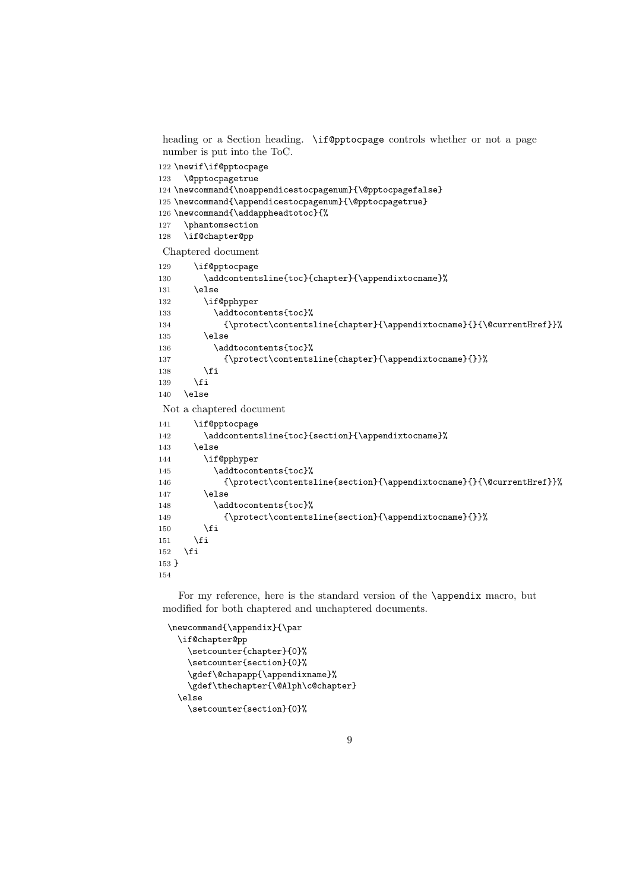heading or a Section heading. `\if@pptocpage` controls whether or not a page number is put into the ToC.

```
122 \newif\if@pptocpage
123   \@pptocpagetrue
124 \newcommand{\noappendicestocpagenum}{\@pptocpagefalse}
125 \newcommand{\appendicestocpagenum}{\@pptocpagetrue}
126 \newcommand{\addappheadtotoc}{%
127   \phantomsection
128   \if@chapter@pp
```

Chaptered document

```
129     \if@pptocpage
130       \addcontentsline{toc}{chapter}{\appendixtocname}%
131     \else
132       \if@pphyper
133         \addtocontents{toc}%
134           {\protect\contentsline{chapter}{\appendixtocname}{}{\@currentHref}}%
135       \else
136         \addtocontents{toc}%
137           {\protect\contentsline{chapter}{\appendixtocname}{}}%
138       \fi
139     \fi
140   \else
```

Not a chaptered document

```
141     \if@pptocpage
142       \addcontentsline{toc}{section}{\appendixtocname}%
143     \else
144       \if@pphyper
145         \addtocontents{toc}%
146           {\protect\contentsline{section}{\appendixtocname}{}{\@currentHref}}%
147       \else
148         \addtocontents{toc}%
149           {\protect\contentsline{section}{\appendixtocname}{}}%
150       \fi
151     \fi
152   \fi
153 }
154
```

For my reference, here is the standard version of the `\appendix` macro, but modified for both chaptered and unchaptered documents.

```
\newcommand{\appendix}{\par
  \if@chapter@pp
    \setcounter{chapter}{0}%
    \setcounter{section}{0}%
    \gdef\@chapapp{\appendixname}%
    \gdef\thechapter{\@Alph\c@chapter}
  \else
    \setcounter{section}{0}%
```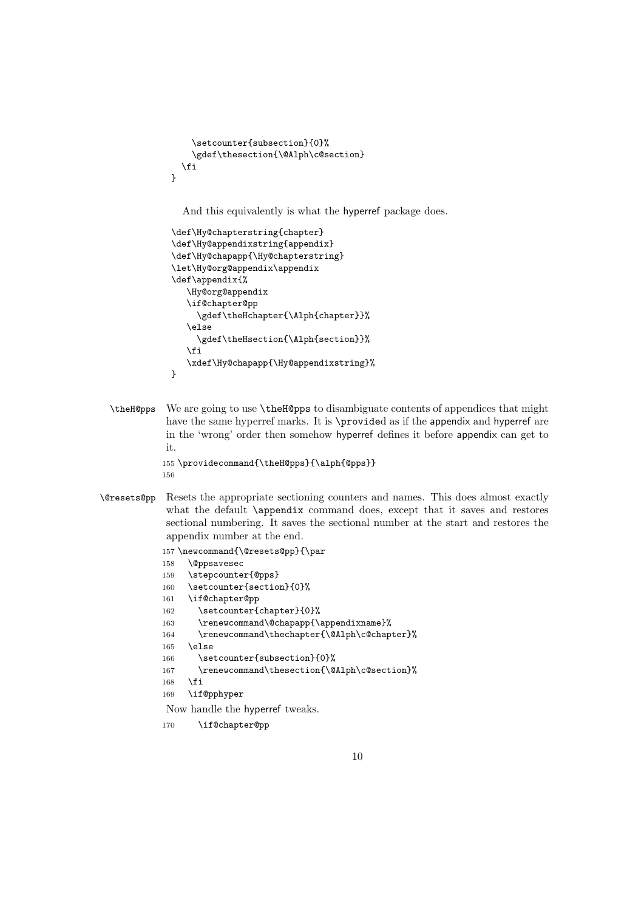```
    \setcounter{subsection}{0}%
    \gdef\thesection{\@Alph\c@section}
  \fi
}
```

And this equivalently is what the hyperref package does.

```
\def\Hy@chapterstring{chapter}
\def\Hy@appendixstring{appendix}
\def\Hy@chapapp{\Hy@chapterstring}
\let\Hy@org@appendix\appendix
\def\appendix{%
   \Hy@org@appendix
   \if@chapter@pp
     \gdef\theHchapter{\Alph{chapter}}%
   \else
     \gdef\theHsection{\Alph{section}}%
   \fi
   \xdef\Hy@chapapp{\Hy@appendixstring}%
}
```

\theH@pps We are going to use \theH@pps to disambiguate contents of appendices that might have the same hyperref marks. It is \provided as if the appendix and hyperref are in the 'wrong' order then somehow hyperref defines it before appendix can get to it.

```
155 \providecommand{\theH@pps}{\alph{@pps}}
156
```

\@resets@pp Resets the appropriate sectioning counters and names. This does almost exactly what the default \appendix command does, except that it saves and restores sectional numbering. It saves the sectional number at the start and restores the appendix number at the end.

```
157 \newcommand{\@resets@pp}{\par
158   \@ppsavesec
159   \stepcounter{@pps}
160   \setcounter{section}{0}%
161   \if@chapter@pp
162     \setcounter{chapter}{0}%
163     \renewcommand\@chapapp{\appendixname}%
164     \renewcommand\thechapter{\@Alph\c@chapter}%
165   \else
166     \setcounter{subsection}{0}%
167     \renewcommand\thesection{\@Alph\c@section}%
168   \fi
169   \if@pphyper
```

Now handle the hyperref tweaks.

```
170     \if@chapter@pp
```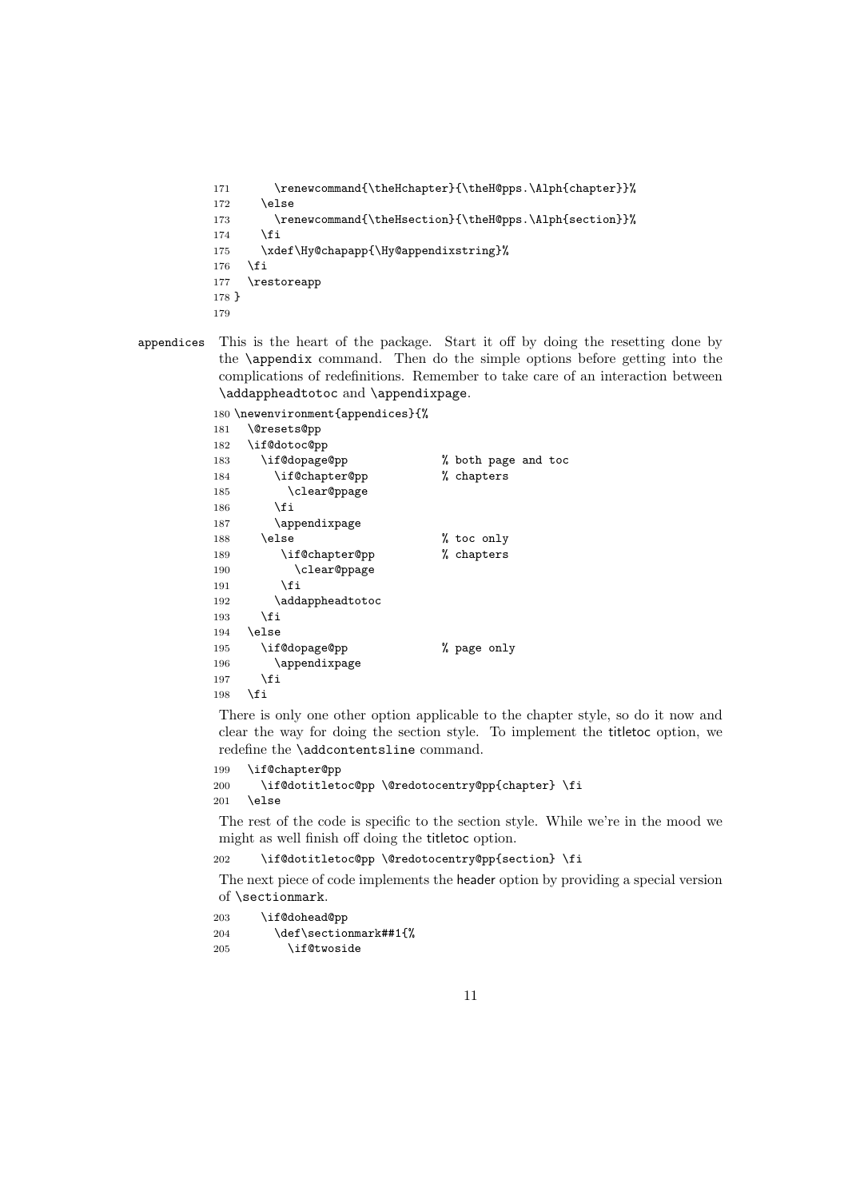```
171       \renewcommand{\theHchapter}{\theH@pps.\Alph{chapter}}%
172     \else
173       \renewcommand{\theHsection}{\theH@pps.\Alph{section}}%
174     \fi
175     \xdef\Hy@chapapp{\Hy@appendixstring}%
176   \fi
177   \restoreapp
178 }
179
```

**appendices** This is the heart of the package. Start it off by doing the resetting done by the `\appendix` command. Then do the simple options before getting into the complications of redefinitions. Remember to take care of an interaction between `\addappheadtotoc` and `\appendixpage`.

```
180 \newenvironment{appendices}{%
181   \@resets@pp
182   \if@dotoc@pp
183     \if@dopage@pp              % both page and toc
184       \if@chapter@pp           % chapters
185         \clear@ppage
186       \fi
187       \appendixpage
188     \else                      % toc only
189        \if@chapter@pp          % chapters
190          \clear@ppage
191        \fi
192       \addappheadtotoc
193     \fi
194   \else
195     \if@dopage@pp              % page only
196       \appendixpage
197     \fi
198   \fi
```

There is only one other option applicable to the chapter style, so do it now and clear the way for doing the section style. To implement the titletoc option, we redefine the `\addcontentsline` command.

```
199   \if@chapter@pp
200     \if@dotitletoc@pp \@redotocentry@pp{chapter} \fi
201   \else
```

The rest of the code is specific to the section style. While we're in the mood we might as well finish off doing the titletoc option.

```
202     \if@dotitletoc@pp \@redotocentry@pp{section} \fi
```

The next piece of code implements the header option by providing a special version of `\sectionmark`.

```
203     \if@dohead@pp
204       \def\sectionmark##1{%
205         \if@twoside
```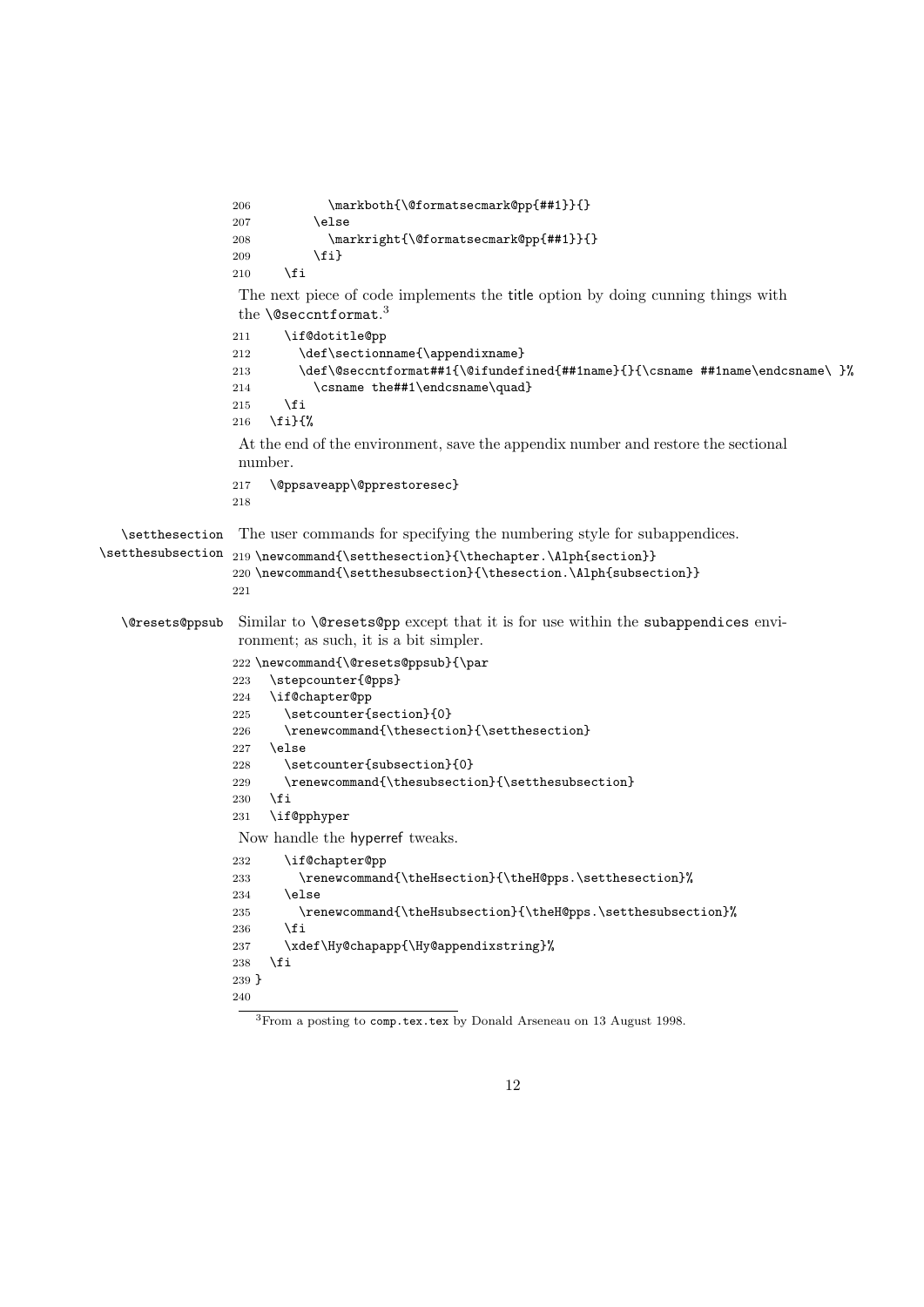```
206           \markboth{\@formatsecmark@pp{##1}}{}
207         \else
208           \markright{\@formatsecmark@pp{##1}}{}
209         \fi}
210     \fi
```

The next piece of code implements the title option by doing cunning things with the `\@seccntformat`.[3]

```
211     \if@dotitle@pp
212       \def\sectionname{\appendixname}
213       \def\@seccntformat##1{\@ifundefined{##1name}{}{\csname ##1name\endcsname\ }%
214         \csname the##1\endcsname\quad}
215     \fi
216   \fi}{%
```

At the end of the environment, save the appendix number and restore the sectional number.

```
217   \@ppsaveapp\@pprestoresec}
218
```

`\setthesection` `\setthesubsection` The user commands for specifying the numbering style for subappendices.

```
219 \newcommand{\setthesection}{\thechapter.\Alph{section}}
220 \newcommand{\setthesubsection}{\thesection.\Alph{subsection}}
221
```

`\@resets@ppsub` Similar to `\@resets@pp` except that it is for use within the `subappendices` environment; as such, it is a bit simpler.

```
222 \newcommand{\@resets@ppsub}{\par
223   \stepcounter{@pps}
224   \if@chapter@pp
225     \setcounter{section}{0}
226     \renewcommand{\thesection}{\setthesection}
227   \else
228     \setcounter{subsection}{0}
229     \renewcommand{\thesubsection}{\setthesubsection}
230   \fi
231   \if@pphyper
```

Now handle the hyperref tweaks.

```
232     \if@chapter@pp
233       \renewcommand{\theHsection}{\theH@pps.\setthesection}%
234     \else
235       \renewcommand{\theHsubsection}{\theH@pps.\setthesubsection}%
236     \fi
237     \xdef\Hy@chapapp{\Hy@appendixstring}%
238   \fi
239 }
240
```

[3] From a posting to `comp.tex.tex` by Donald Arseneau on 13 August 1998.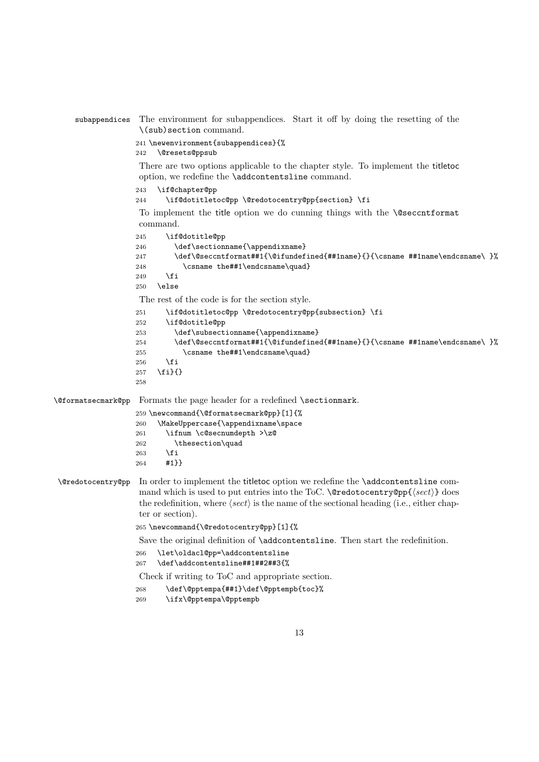**subappendices** The environment for subappendices. Start it off by doing the resetting of the `\(sub)section` command.

```
241 \newenvironment{subappendices}{%
242   \@resets@ppsub
```

There are two options applicable to the chapter style. To implement the titletoc option, we redefine the `\addcontentsline` command.

```
243   \if@chapter@pp
244     \if@dotitletoc@pp \@redotocentry@pp{section} \fi
```

To implement the title option we do cunning things with the `\@seccntformat` command.

```
245     \if@dotitle@pp
246       \def\sectionname{\appendixname}
247       \def\@seccntformat##1{\@ifundefined{##1name}{}{\csname ##1name\endcsname\ }%
248         \csname the##1\endcsname\quad}
249     \fi
250   \else
```

The rest of the code is for the section style.

```
251     \if@dotitletoc@pp \@redotocentry@pp{subsection} \fi
252     \if@dotitle@pp
253       \def\subsectionname{\appendixname}
254       \def\@seccntformat##1{\@ifundefined{##1name}{}{\csname ##1name\endcsname\ }%
255         \csname the##1\endcsname\quad}
256     \fi
257   \fi}{}
258
```

**\@formatsecmark@pp** Formats the page header for a redefined `\sectionmark`.

```
259 \newcommand{\@formatsecmark@pp}[1]{%
260   \MakeUppercase{\appendixname\space
261     \ifnum \c@secnumdepth >\z@
262       \thesection\quad
263     \fi
264     #1}}
```

**\@redotocentry@pp** In order to implement the titletoc option we redefine the `\addcontentsline` command which is used to put entries into the ToC. `\@redotocentry@pp{⟨sect⟩}` does the redefinition, where ⟨*sect*⟩ is the name of the sectional heading (i.e., either chapter or section).

```
265 \newcommand{\@redotocentry@pp}[1]{%
```

Save the original definition of `\addcontentsline`. Then start the redefinition.

```
266   \let\oldacl@pp=\addcontentsline
267   \def\addcontentsline##1##2##3{%
```

Check if writing to ToC and appropriate section.

```
268     \def\@pptempa{##1}\def\@pptempb{toc}%
269     \ifx\@pptempa\@pptempb
```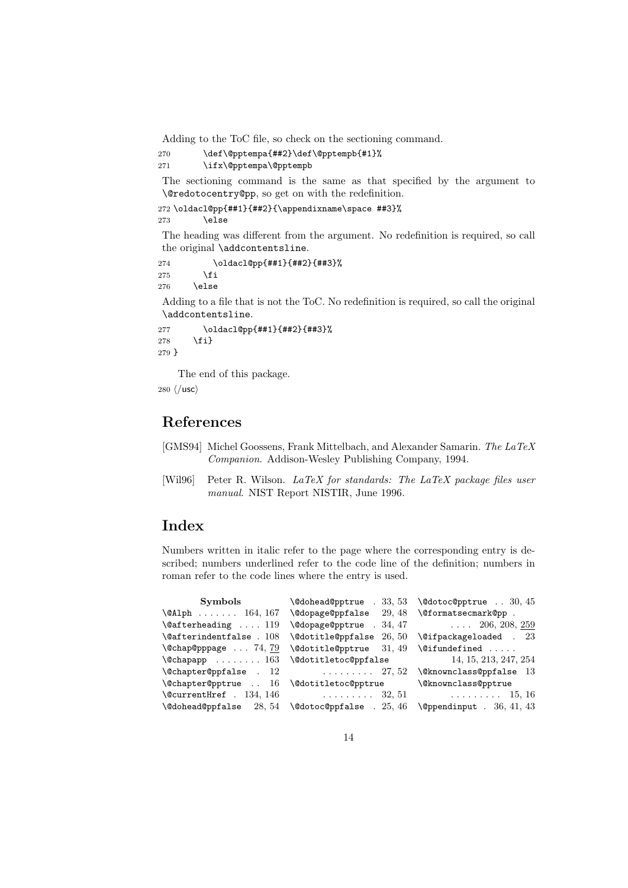Adding to the ToC file, so check on the sectioning command.

```
270        \def\@pptempa{##2}\def\@pptempb{#1}%
271        \ifx\@pptempa\@pptempb
```

The sectioning command is the same as that specified by the argument to `\@redotocentry@pp`, so get on with the redefinition.

```
272 \oldacl@pp{##1}{##2}{\appendixname\space ##3}%
273        \else
```

The heading was different from the argument. No redefinition is required, so call the original `\addcontentsline`.

```
274          \oldacl@pp{##1}{##2}{##3}%
275        \fi
276     \else
```

Adding to a file that is not the ToC. No redefinition is required, so call the original `\addcontentsline`.

```
277        \oldacl@pp{##1}{##2}{##3}%
278     \fi}
279 }
```

The end of this package.

```
280 </usc>
```

## References

[GMS94] Michel Goossens, Frank Mittelbach, and Alexander Samarin. *The LaTeX Companion*. Addison-Wesley Publishing Company, 1994.

[Wil96] Peter R. Wilson. *LaTeX for standards: The LaTeX package files user manual*. NIST Report NISTIR, June 1996.

## Index

Numbers written in italic refer to the page where the corresponding entry is described; numbers underlined refer to the code line of the definition; numbers in roman refer to the code lines where the entry is used.

**Symbols**

- `\@Alph` . . . . . . . 164, 167
- `\@afterheading` . . . . 119
- `\@afterindentfalse` . 108
- `\@chap@pppage` . . . 74, 79
- `\@chapapp` . . . . . . . . 163
- `\@chapter@ppfalse` . 12
- `\@chapter@pptrue` . . 16
- `\@currentHref` . 134, 146
- `\@dohead@ppfalse` 28, 54
- `\@dohead@pptrue` . 33, 53
- `\@dopage@ppfalse` 29, 48
- `\@dopage@pptrue` . 34, 47
- `\@dotitle@ppfalse` 26, 50
- `\@dotitle@pptrue` 31, 49
- `\@dotitletoc@ppfalse` . . . . . . . . . 27, 52
- `\@dotitletoc@pptrue` . . . . . . . . . 32, 51
- `\@dotoc@ppfalse` . 25, 46
- `\@dotoc@pptrue` . . 30, 45
- `\@formatsecmark@pp` . . . . . 206, 208, 259
- `\@ifpackageloaded` . 23
- `\@ifundefined` . . . . . 14, 15, 213, 247, 254
- `\@knownclass@ppfalse` 13
- `\@knownclass@pptrue` . . . . . . . . . 15, 16
- `\@ppendinput` . 36, 41, 43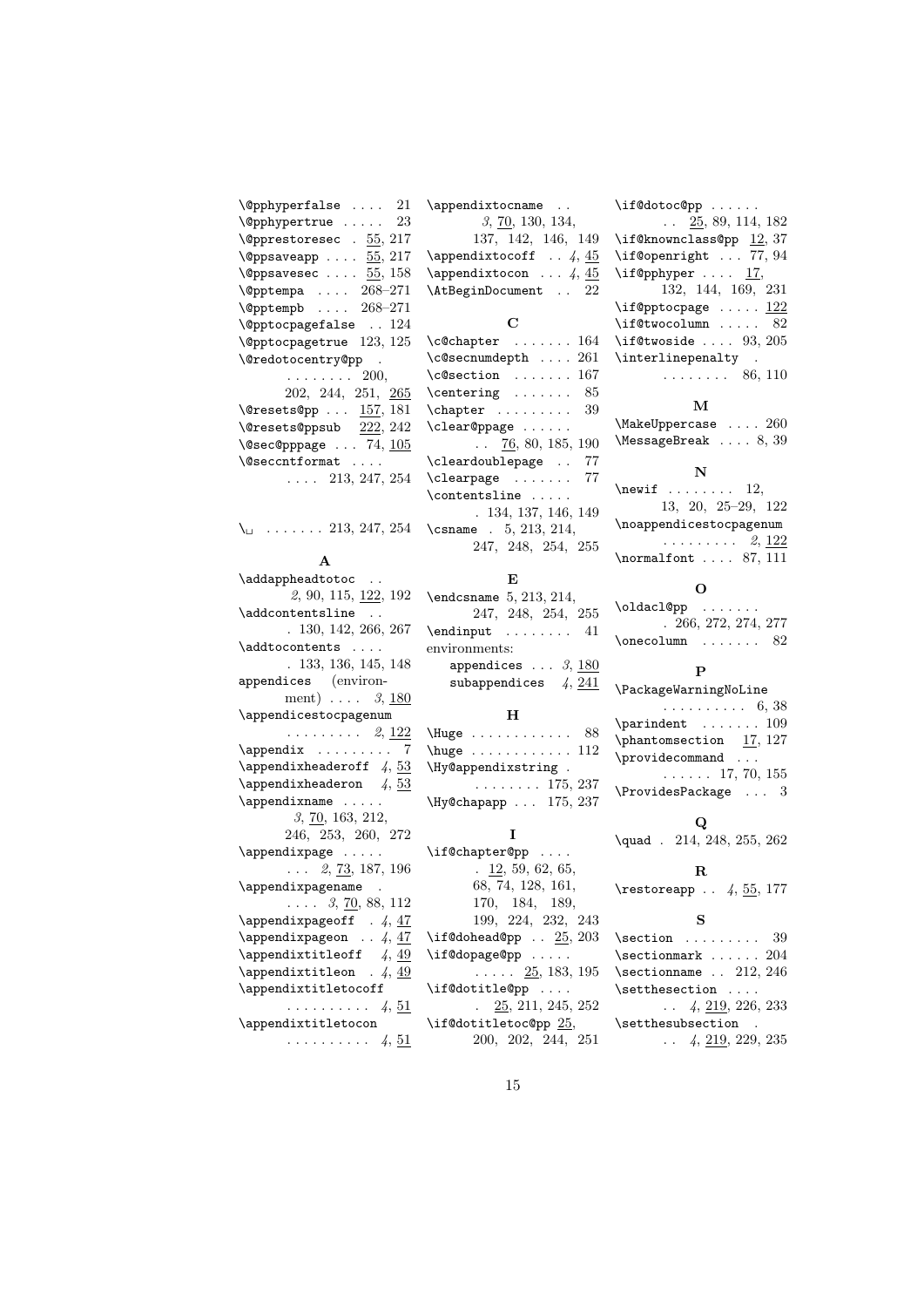\@pphyperfalse .... 21
\@pphypertrue ..... 23
\@pprestoresec . 55, 217
\@ppsaveapp .... 55, 217
\@ppsavesec .... 55, 158
\@pptempa .... 268–271
\@pptempb .... 268–271
\@pptocpagefalse .. 124
\@pptocpagetrue 123, 125
\@redotocentry@pp . ........ 200, 202, 244, 251, 265
\@resets@pp ... 157, 181
\@resets@ppsub 222, 242
\@sec@pppage ... 74, 105
\@seccntformat .... .... 213, 247, 254

\␣ ....... 213, 247, 254

**A**

\addappheadtotoc .. 2, 90, 115, 122, 192
\addcontentsline .. . 130, 142, 266, 267
\addtocontents .... . 133, 136, 145, 148
appendices (environment) .... 3, 180
\appendicestocpagenum ......... 2, 122
\appendix ......... 7
\appendixheaderoff 4, 53
\appendixheaderon 4, 53
\appendixname ..... 3, 70, 163, 212, 246, 253, 260, 272
\appendixpage ..... ... 2, 73, 187, 196
\appendixpagename . .... 3, 70, 88, 112
\appendixpageoff . 4, 47
\appendixpageon .. 4, 47
\appendixtitleoff 4, 49
\appendixtitleon . 4, 49
\appendixtitletocoff .......... 4, 51
\appendixtitletocon .......... 4, 51
\appendixtocname .. 3, 70, 130, 134, 137, 142, 146, 149
\appendixtocoff .. 4, 45
\appendixtocon ... 4, 45
\AtBeginDocument .. 22

**C**

\c@chapter ....... 164
\c@secnumdepth .... 261
\c@section ....... 167
\centering ....... 85
\chapter ......... 39
\clear@ppage ...... .. 76, 80, 185, 190
\cleardoublepage .. 77
\clearpage ....... 77
\contentsline ..... . 134, 137, 146, 149
\csname . 5, 213, 214, 247, 248, 254, 255

**E**

\endcsname 5, 213, 214, 247, 248, 254, 255
\endinput ........ 41
environments:
  appendices ... 3, 180
  subappendices 4, 241

**H**

\Huge ............ 88
\huge ............ 112
\Hy@appendixstring . ........ 175, 237
\Hy@chapapp ... 175, 237

**I**

\if@chapter@pp .... . 12, 59, 62, 65, 68, 74, 128, 161, 170, 184, 189, 199, 224, 232, 243
\if@dohead@pp .. 25, 203
\if@dopage@pp ..... ..... 25, 183, 195
\if@dotitle@pp .... . 25, 211, 245, 252
\if@dotitletoc@pp 25, 200, 202, 244, 251
\if@dotoc@pp ...... .. 25, 89, 114, 182
\if@knownclass@pp 12, 37
\if@openright ... 77, 94
\if@pphyper .... 17, 132, 144, 169, 231
\if@pptocpage ..... 122
\if@twocolumn ..... 82
\if@twoside .... 93, 205
\interlinepenalty . ........ 86, 110

**M**

\MakeUppercase .... 260
\MessageBreak .... 8, 39

**N**

\newif ........ 12, 13, 20, 25–29, 122
\noappendicestocpagenum ......... 2, 122
\normalfont .... 87, 111

**O**

\oldacl@pp ....... . 266, 272, 274, 277
\onecolumn ....... 82

**P**

\PackageWarningNoLine .......... 6, 38
\parindent ....... 109
\phantomsection 17, 127
\providecommand ... ...... 17, 70, 155
\ProvidesPackage ... 3

**Q**

\quad . 214, 248, 255, 262

**R**

\restoreapp .. 4, 55, 177

**S**

\section ......... 39
\sectionmark ...... 204
\sectionname .. 212, 246
\setthesection .... .. 4, 219, 226, 233
\setthesubsection . .. 4, 219, 229, 235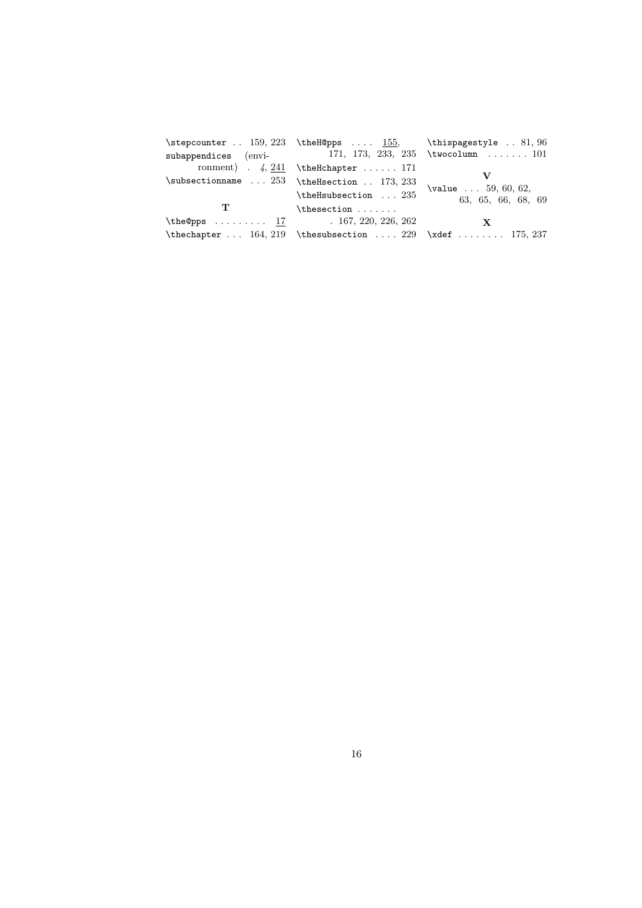\stepcounter . . 159, 223

subappendices (environment) . *4*, 241

\subsectionname . . . 253

**T**

\the@pps . . . . . . . . . 17

\thechapter . . . 164, 219

\theH@pps . . . . 155, 171, 173, 233, 235

\theHchapter . . . . . . 171

\theHsection . . 173, 233

\theHsubsection . . . 235

\thesection . . . . . . . . 167, 220, 226, 262

\thesubsection . . . . 229

\thispagestyle . . 81, 96

\twocolumn . . . . . . . 101

**V**

\value . . . 59, 60, 62, 63, 65, 66, 68, 69

**X**

\xdef . . . . . . . . 175, 237